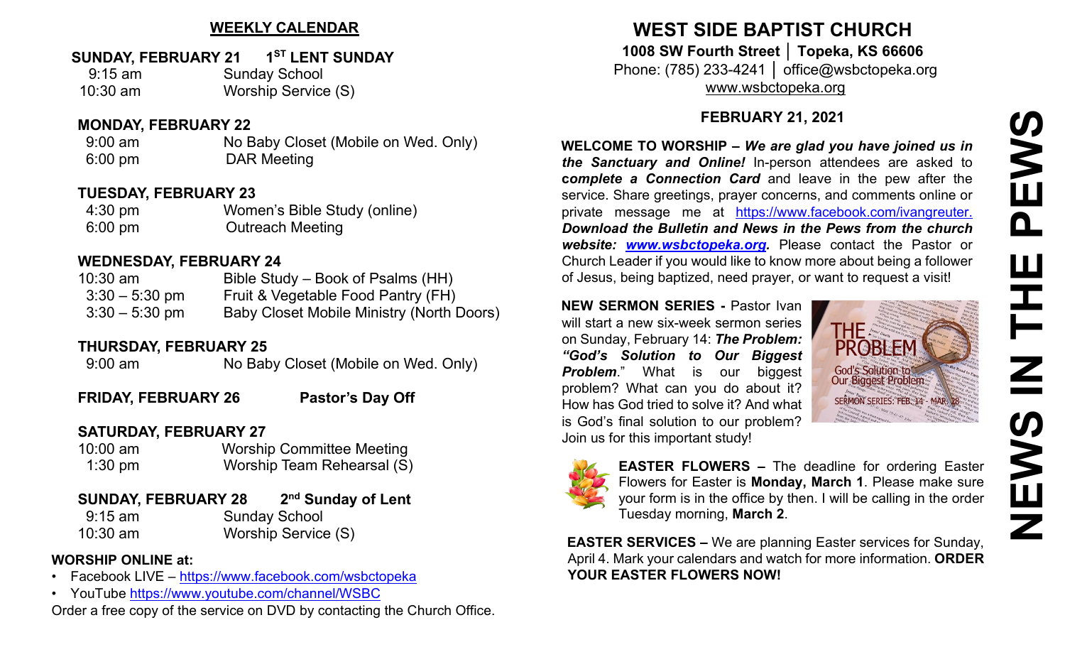## WEEKLY CALENDAR

**SUNDAY, FEBRUARY 21 — 1ST LENT SUNDAY**

| | |
|---|---|
| 9:15 am | Sunday School |
| 10:30 am | Worship Service (S) |

**MONDAY, FEBRUARY 22**

| | |
|---|---|
| 9:00 am | No Baby Closet (Mobile on Wed. Only) |
| 6:00 pm | DAR Meeting |

**TUESDAY, FEBRUARY 23**

| | |
|---|---|
| 4:30 pm | Women's Bible Study (online) |
| 6:00 pm | Outreach Meeting |

**WEDNESDAY, FEBRUARY 24**

| | |
|---|---|
| 10:30 am | Bible Study – Book of Psalms (HH) |
| 3:30 – 5:30 pm | Fruit & Vegetable Food Pantry (FH) |
| 3:30 – 5:30 pm | Baby Closet Mobile Ministry (North Doors) |

**THURSDAY, FEBRUARY 25**

| | |
|---|---|
| 9:00 am | No Baby Closet (Mobile on Wed. Only) |

**FRIDAY, FEBRUARY 26 — Pastor's Day Off**

**SATURDAY, FEBRUARY 27**

| | |
|---|---|
| 10:00 am | Worship Committee Meeting |
| 1:30 pm | Worship Team Rehearsal (S) |

**SUNDAY, FEBRUARY 28 — 2nd Sunday of Lent**

| | |
|---|---|
| 9:15 am | Sunday School |
| 10:30 am | Worship Service (S) |

**WORSHIP ONLINE at:**

- Facebook LIVE – https://www.facebook.com/wsbctopeka
- YouTube https://www.youtube.com/channel/WSBC

Order a free copy of the service on DVD by contacting the Church Office.

# WEST SIDE BAPTIST CHURCH

**1008 SW Fourth Street │ Topeka, KS 66606**

Phone: (785) 233-4241 │ office@wsbctopeka.org

www.wsbctopeka.org

**FEBRUARY 21, 2021**

# NEWS IN THE PEWS

**WELCOME TO WORSHIP –** ***We are glad you have joined us in the Sanctuary and Online!*** In-person attendees are asked to ***complete a Connection Card*** and leave in the pew after the service. Share greetings, prayer concerns, and comments online or private message me at https://www.facebook.com/ivangreuter. ***Download the Bulletin and News in the Pews from the church website: www.wsbctopeka.org.*** Please contact the Pastor or Church Leader if you would like to know more about being a follower of Jesus, being baptized, need prayer, or want to request a visit!

**NEW SERMON SERIES -** Pastor Ivan will start a new six-week sermon series on Sunday, February 14: ***The Problem: "God's Solution to Our Biggest Problem*****.**" What is our biggest problem? What can you do about it? How has God tried to solve it? And what is God's final solution to our problem? Join us for this important study!

**EASTER FLOWERS –** The deadline for ordering Easter Flowers for Easter is **Monday, March 1**. Please make sure your form is in the office by then. I will be calling in the order Tuesday morning, **March 2**.

**EASTER SERVICES –** We are planning Easter services for Sunday, April 4. Mark your calendars and watch for more information. **ORDER YOUR EASTER FLOWERS NOW!**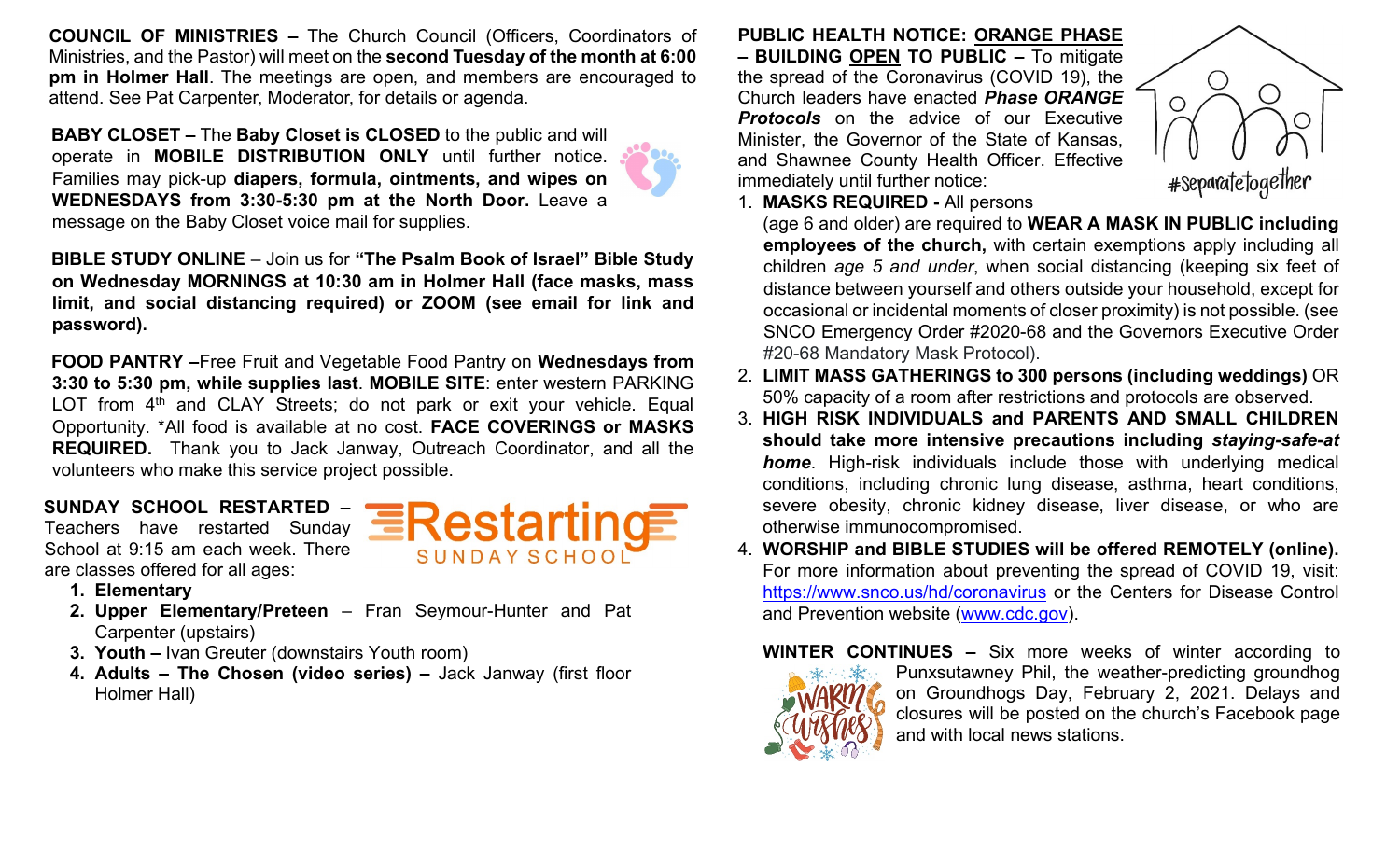**COUNCIL OF MINISTRIES** – The Church Council (Officers, Coordinators of Ministries, and the Pastor) will meet on the **second Tuesday of the month at 6:00 pm in Holmer Hall**. The meetings are open, and members are encouraged to attend. See Pat Carpenter, Moderator, for details or agenda.

**BABY CLOSET** – The **Baby Closet is CLOSED** to the public and will operate in **MOBILE DISTRIBUTION ONLY** until further notice. Families may pick-up **diapers, formula, ointments, and wipes on WEDNESDAYS from 3:30-5:30 pm at the North Door.** Leave a message on the Baby Closet voice mail for supplies.

**BIBLE STUDY ONLINE** – Join us for **"The Psalm Book of Israel" Bible Study on Wednesday MORNINGS at 10:30 am in Holmer Hall (face masks, mass limit, and social distancing required) or ZOOM (see email for link and password).**

**FOOD PANTRY** –Free Fruit and Vegetable Food Pantry on **Wednesdays from 3:30 to 5:30 pm, while supplies last**. **MOBILE SITE**: enter western PARKING LOT from 4th and CLAY Streets; do not park or exit your vehicle. Equal Opportunity. *All food is available at no cost. **FACE COVERINGS or MASKS REQUIRED.** Thank you to Jack Janway, Outreach Coordinator, and all the volunteers who make this service project possible.

**SUNDAY SCHOOL RESTARTED** – Teachers have restarted Sunday School at 9:15 am each week. There are classes offered for all ages:

1. **Elementary**
2. **Upper Elementary/Preteen** – Fran Seymour-Hunter and Pat Carpenter (upstairs)
3. **Youth** – Ivan Greuter (downstairs Youth room)
4. **Adults – The Chosen (video series)** – Jack Janway (first floor Holmer Hall)

**PUBLIC HEALTH NOTICE: ORANGE PHASE – BUILDING OPEN TO PUBLIC** – To mitigate the spread of the Coronavirus (COVID 19), the Church leaders have enacted ***Phase ORANGE Protocols*** on the advice of our Executive Minister, the Governor of the State of Kansas, and Shawnee County Health Officer. Effective immediately until further notice:

1. **MASKS REQUIRED -** All persons (age 6 and older) are required to **WEAR A MASK IN PUBLIC including employees of the church,** with certain exemptions apply including all children *age 5 and under*, when social distancing (keeping six feet of distance between yourself and others outside your household, except for occasional or incidental moments of closer proximity) is not possible. (see SNCO Emergency Order #2020-68 and the Governors Executive Order #20-68 Mandatory Mask Protocol).
2. **LIMIT MASS GATHERINGS to 300 persons (including weddings)** OR 50% capacity of a room after restrictions and protocols are observed.
3. **HIGH RISK INDIVIDUALS and PARENTS AND SMALL CHILDREN should take more intensive precautions including *staying-safe-at home***. High-risk individuals include those with underlying medical conditions, including chronic lung disease, asthma, heart conditions, severe obesity, chronic kidney disease, liver disease, or who are otherwise immunocompromised.
4. **WORSHIP and BIBLE STUDIES will be offered REMOTELY (online).** For more information about preventing the spread of COVID 19, visit: https://www.snco.us/hd/coronavirus or the Centers for Disease Control and Prevention website (www.cdc.gov).

**WINTER CONTINUES** – Six more weeks of winter according to Punxsutawney Phil, the weather-predicting groundhog on Groundhogs Day, February 2, 2021. Delays and closures will be posted on the church's Facebook page and with local news stations.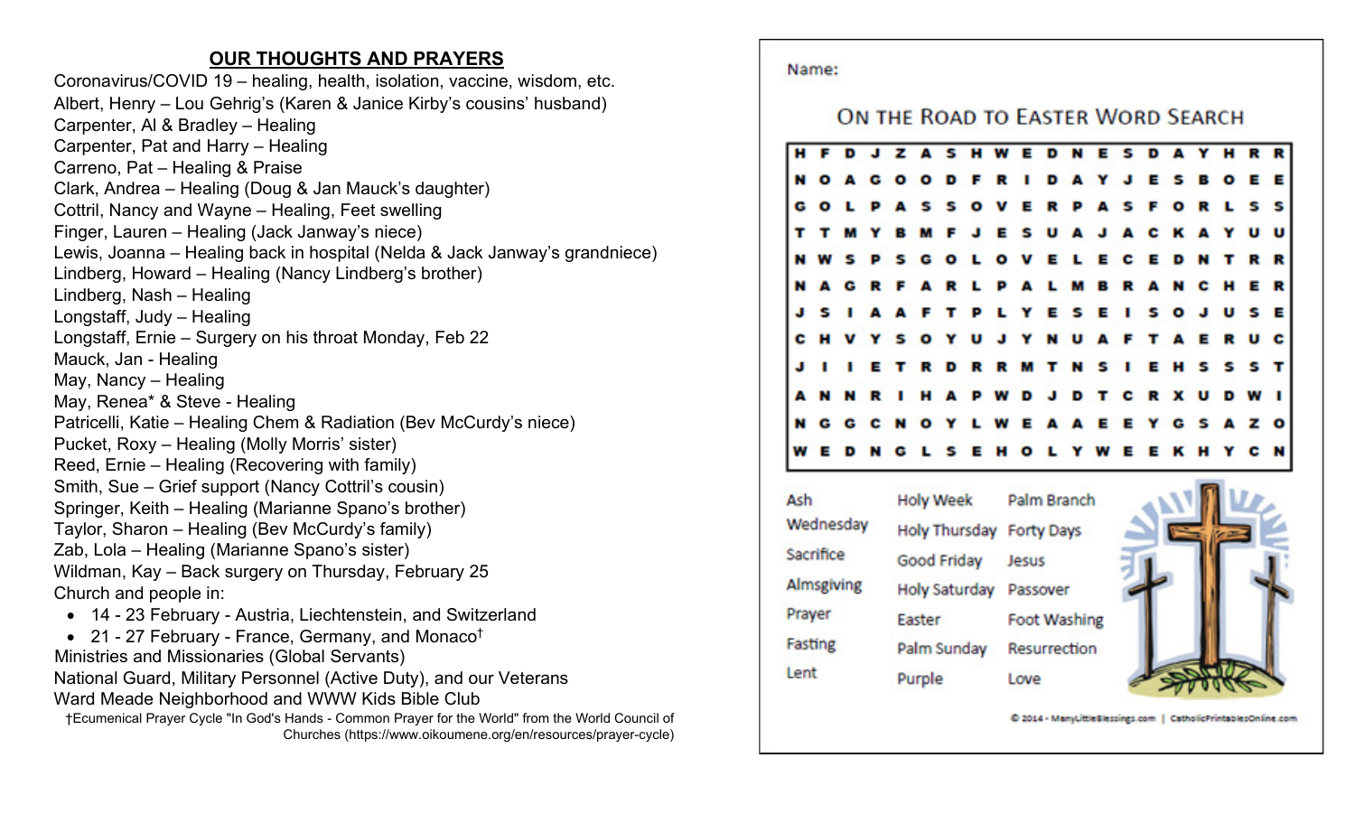## OUR THOUGHTS AND PRAYERS

Coronavirus/COVID 19 – healing, health, isolation, vaccine, wisdom, etc.
Albert, Henry – Lou Gehrig's (Karen & Janice Kirby's cousins' husband)
Carpenter, Al & Bradley – Healing
Carpenter, Pat and Harry – Healing
Carreno, Pat – Healing & Praise
Clark, Andrea – Healing (Doug & Jan Mauck's daughter)
Cottril, Nancy and Wayne – Healing, Feet swelling
Finger, Lauren – Healing (Jack Janway's niece)
Lewis, Joanna – Healing back in hospital (Nelda & Jack Janway's grandniece)
Lindberg, Howard – Healing (Nancy Lindberg's brother)
Lindberg, Nash – Healing
Longstaff, Judy – Healing
Longstaff, Ernie – Surgery on his throat Monday, Feb 22
Mauck, Jan - Healing
May, Nancy – Healing
May, Renea* & Steve - Healing
Patricelli, Katie – Healing Chem & Radiation (Bev McCurdy's niece)
Pucket, Roxy – Healing (Molly Morris' sister)
Reed, Ernie – Healing (Recovering with family)
Smith, Sue – Grief support (Nancy Cottril's cousin)
Springer, Keith – Healing (Marianne Spano's brother)
Taylor, Sharon – Healing (Bev McCurdy's family)
Zab, Lola – Healing (Marianne Spano's sister)
Wildman, Kay – Back surgery on Thursday, February 25
Church and people in:

- 14 - 23 February - Austria, Liechtenstein, and Switzerland
- 21 - 27 February - France, Germany, and Monaco†

Ministries and Missionaries (Global Servants)
National Guard, Military Personnel (Active Duty), and our Veterans
Ward Meade Neighborhood and WWW Kids Bible Club

†Ecumenical Prayer Cycle "In God's Hands - Common Prayer for the World" from the World Council of Churches (https://www.oikoumene.org/en/resources/prayer-cycle)

Name:

## On the Road to Easter Word Search

| | | | | | | | | | | | | | | | | | |
|---|---|---|---|---|---|---|---|---|---|---|---|---|---|---|---|---|---|
| H | F | D | J | Z | A | S | H | W | E | D | N | E | S | D | A | Y | H | R | R |
| N | O | A | G | O | O | D | F | R | I | D | A | Y | J | E | S | B | O | E | E |
| G | O | L | P | A | S | S | O | V | E | R | P | A | S | F | O | R | L | S | S |
| T | T | M | Y | B | M | F | J | E | S | U | A | J | A | C | K | A | Y | U | U |
| N | W | S | P | S | G | O | L | O | V | E | L | E | C | E | D | N | T | R | R |
| N | A | G | R | F | A | R | L | P | A | L | M | B | R | A | N | C | H | E | R |
| J | S | I | A | A | F | T | P | L | Y | E | S | E | I | S | O | J | U | S | E |
| C | H | V | Y | S | O | Y | U | J | Y | N | U | A | F | T | A | E | R | U | C |
| J | I | I | E | T | R | D | R | R | M | T | N | S | I | E | H | S | S | S | T |
| A | N | N | R | I | H | A | P | W | D | J | D | T | C | R | X | U | D | W | I |
| N | G | G | C | N | O | Y | L | W | E | A | A | E | E | Y | G | S | A | Z | O |
| W | E | D | N | G | L | S | E | H | O | L | Y | W | E | E | K | H | Y | C | N |

| | | |
|---|---|---|
| Ash Wednesday | Holy Week | Palm Branch |
| Sacrifice | Holy Thursday | Forty Days |
| Almsgiving | Good Friday | Jesus |
| Prayer | Holy Saturday | Passover |
| Fasting | Easter | Foot Washing |
| Lent | Palm Sunday | Resurrection |
| | Purple | Love |

© 2014 - ManyLittleBlessings.com | CatholicPrintablesOnline.com